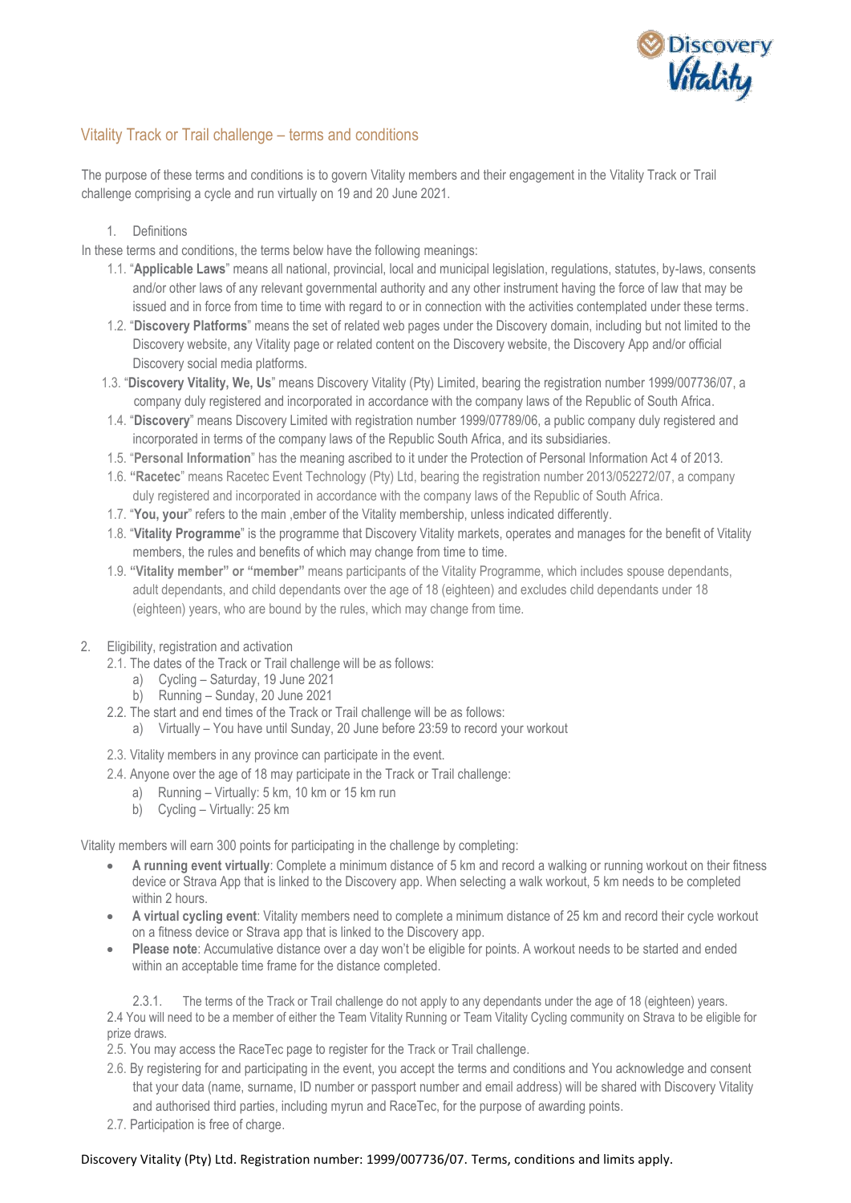# Vitality Track or Trail challenge – terms and conditions

The purpose of these terms and conditions is to govern Vitality members and their engagement in the Vitality Track or Trail challenge comprising a cycle and run virtually on 19 and 20 June 2021.

1. Definitions

In these terms and conditions, the terms below have the following meanings:

1.1. "**Applicable Laws**" means all national, provincial, local and municipal legislation, regulations, statutes, by-laws, consents and/or other laws of any relevant governmental authority and any other instrument having the force of law that may be issued and in force from time to time with regard to or in connection with the activities contemplated under these terms.

1.2. "**Discovery Platforms**" means the set of related web pages under the Discovery domain, including but not limited to the Discovery website, any Vitality page or related content on the Discovery website, the Discovery App and/or official Discovery social media platforms.

1.3. "**Discovery Vitality, We, Us**" means Discovery Vitality (Pty) Limited, bearing the registration number 1999/007736/07, a company duly registered and incorporated in accordance with the company laws of the Republic of South Africa.

1.4. "**Discovery**" means Discovery Limited with registration number 1999/07789/06, a public company duly registered and incorporated in terms of the company laws of the Republic South Africa, and its subsidiaries.

1.5. "**Personal Information**" has the meaning ascribed to it under the Protection of Personal Information Act 4 of 2013.

1.6. "**Racetec**" means Racetec Event Technology (Pty) Ltd, bearing the registration number 2013/052272/07, a company duly registered and incorporated in accordance with the company laws of the Republic of South Africa.

1.7. "**You, your**" refers to the main ,ember of the Vitality membership, unless indicated differently.

1.8. "**Vitality Programme**" is the programme that Discovery Vitality markets, operates and manages for the benefit of Vitality members, the rules and benefits of which may change from time to time.

1.9. **"Vitality member" or "member"** means participants of the Vitality Programme, which includes spouse dependants, adult dependants, and child dependants over the age of 18 (eighteen) and excludes child dependants under 18 (eighteen) years, who are bound by the rules, which may change from time.

2. Eligibility, registration and activation

2.1. The dates of the Track or Trail challenge will be as follows:

a) Cycling – Saturday, 19 June 2021
b) Running – Sunday, 20 June 2021

2.2. The start and end times of the Track or Trail challenge will be as follows:

a) Virtually – You have until Sunday, 20 June before 23:59 to record your workout

2.3. Vitality members in any province can participate in the event.

2.4. Anyone over the age of 18 may participate in the Track or Trail challenge:

a) Running – Virtually: 5 km, 10 km or 15 km run
b) Cycling – Virtually: 25 km

Vitality members will earn 300 points for participating in the challenge by completing:

- **A running event virtually**: Complete a minimum distance of 5 km and record a walking or running workout on their fitness device or Strava App that is linked to the Discovery app. When selecting a walk workout, 5 km needs to be completed within 2 hours.
- **A virtual cycling event**: Vitality members need to complete a minimum distance of 25 km and record their cycle workout on a fitness device or Strava app that is linked to the Discovery app.
- **Please note**: Accumulative distance over a day won't be eligible for points. A workout needs to be started and ended within an acceptable time frame for the distance completed.

2.3.1. The terms of the Track or Trail challenge do not apply to any dependants under the age of 18 (eighteen) years.

2.4 You will need to be a member of either the Team Vitality Running or Team Vitality Cycling community on Strava to be eligible for prize draws.

2.5. You may access the RaceTec page to register for the Track or Trail challenge.

2.6. By registering for and participating in the event, you accept the terms and conditions and You acknowledge and consent that your data (name, surname, ID number or passport number and email address) will be shared with Discovery Vitality and authorised third parties, including myrun and RaceTec, for the purpose of awarding points.

2.7. Participation is free of charge.

Discovery Vitality (Pty) Ltd. Registration number: 1999/007736/07. Terms, conditions and limits apply.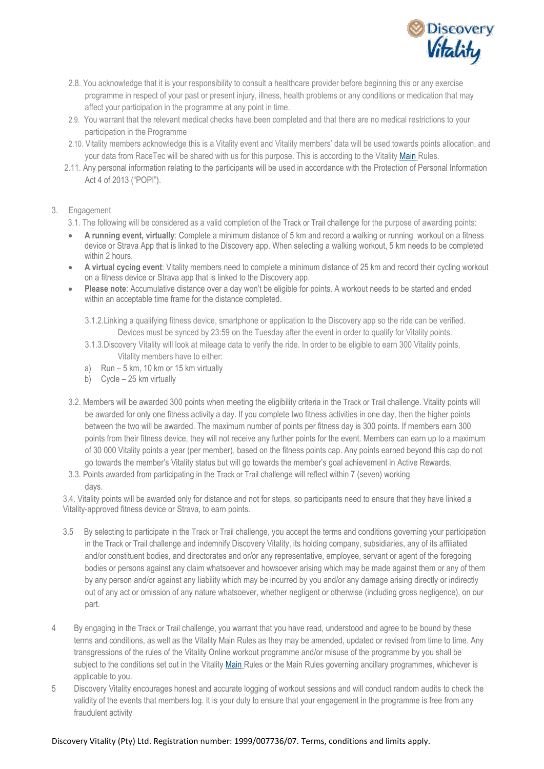2.8. You acknowledge that it is your responsibility to consult a healthcare provider before beginning this or any exercise programme in respect of your past or present injury, illness, health problems or any conditions or medication that may affect your participation in the programme at any point in time.

2.9. You warrant that the relevant medical checks have been completed and that there are no medical restrictions to your participation in the Programme

2.10. Vitality members acknowledge this is a Vitality event and Vitality members' data will be used towards points allocation, and your data from RaceTec will be shared with us for this purpose. This is according to the Vitality Main Rules.

2.11. Any personal information relating to the participants will be used in accordance with the Protection of Personal Information Act 4 of 2013 ("POPI").

3. Engagement

3.1. The following will be considered as a valid completion of the Track or Trail challenge for the purpose of awarding points:

- **A running event, virtually**: Complete a minimum distance of 5 km and record a walking or running workout on a fitness device or Strava App that is linked to the Discovery app. When selecting a walking workout, 5 km needs to be completed within 2 hours.
- **A virtual cycling event**: Vitality members need to complete a minimum distance of 25 km and record their cycling workout on a fitness device or Strava app that is linked to the Discovery app.
- **Please note**: Accumulative distance over a day won't be eligible for points. A workout needs to be started and ended within an acceptable time frame for the distance completed.

3.1.2. Linking a qualifying fitness device, smartphone or application to the Discovery app so the ride can be verified. Devices must be synced by 23:59 on the Tuesday after the event in order to qualify for Vitality points.

3.1.3. Discovery Vitality will look at mileage data to verify the ride. In order to be eligible to earn 300 Vitality points, Vitality members have to either:

a) Run – 5 km, 10 km or 15 km virtually
b) Cycle – 25 km virtually

3.2. Members will be awarded 300 points when meeting the eligibility criteria in the Track or Trail challenge. Vitality points will be awarded for only one fitness activity a day. If you complete two fitness activities in one day, then the higher points between the two will be awarded. The maximum number of points per fitness day is 300 points. If members earn 300 points from their fitness device, they will not receive any further points for the event. Members can earn up to a maximum of 30 000 Vitality points a year (per member), based on the fitness points cap. Any points earned beyond this cap do not go towards the member's Vitality status but will go towards the member's goal achievement in Active Rewards.

3.3. Points awarded from participating in the Track or Trail challenge will reflect within 7 (seven) working days.

3.4. Vitality points will be awarded only for distance and not for steps, so participants need to ensure that they have linked a Vitality-approved fitness device or Strava, to earn points.

3.5 By selecting to participate in the Track or Trail challenge, you accept the terms and conditions governing your participation in the Track or Trail challenge and indemnify Discovery Vitality, its holding company, subsidiaries, any of its affiliated and/or constituent bodies, and directorates and or/or any representative, employee, servant or agent of the foregoing bodies or persons against any claim whatsoever and howsoever arising which may be made against them or any of them by any person and/or against any liability which may be incurred by you and/or any damage arising directly or indirectly out of any act or omission of any nature whatsoever, whether negligent or otherwise (including gross negligence), on our part.

4 By engaging in the Track or Trail challenge, you warrant that you have read, understood and agree to be bound by these terms and conditions, as well as the Vitality Main Rules as they may be amended, updated or revised from time to time. Any transgressions of the rules of the Vitality Online workout programme and/or misuse of the programme by you shall be subject to the conditions set out in the Vitality Main Rules or the Main Rules governing ancillary programmes, whichever is applicable to you.

5 Discovery Vitality encourages honest and accurate logging of workout sessions and will conduct random audits to check the validity of the events that members log. It is your duty to ensure that your engagement in the programme is free from any fraudulent activity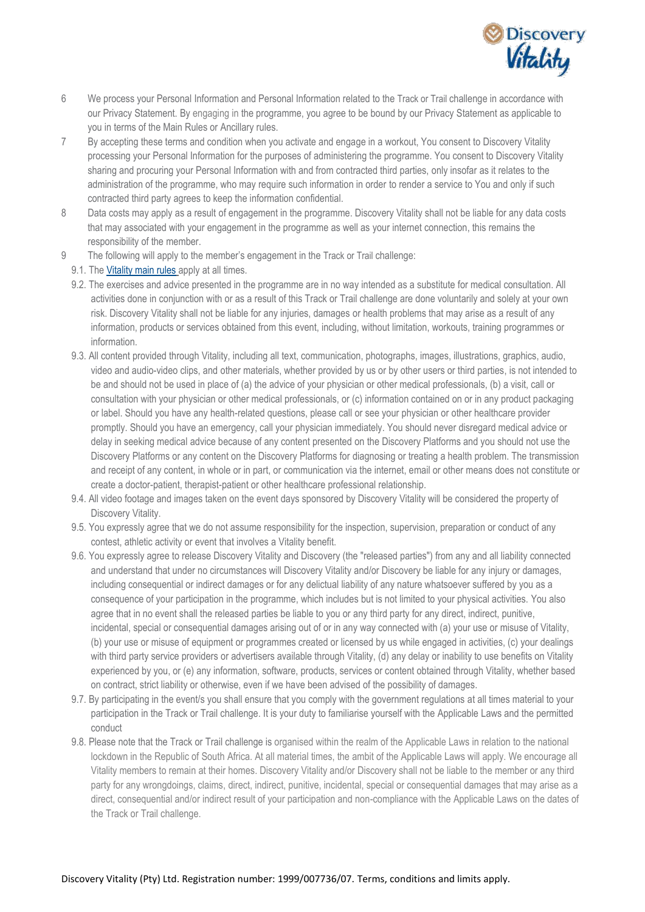6 We process your Personal Information and Personal Information related to the Track or Trail challenge in accordance with our Privacy Statement. By engaging in the programme, you agree to be bound by our Privacy Statement as applicable to you in terms of the Main Rules or Ancillary rules.

7 By accepting these terms and condition when you activate and engage in a workout, You consent to Discovery Vitality processing your Personal Information for the purposes of administering the programme. You consent to Discovery Vitality sharing and procuring your Personal Information with and from contracted third parties, only insofar as it relates to the administration of the programme, who may require such information in order to render a service to You and only if such contracted third party agrees to keep the information confidential.

8 Data costs may apply as a result of engagement in the programme. Discovery Vitality shall not be liable for any data costs that may associated with your engagement in the programme as well as your internet connection, this remains the responsibility of the member.

9 The following will apply to the member's engagement in the Track or Trail challenge:

9.1. The Vitality main rules apply at all times.

9.2. The exercises and advice presented in the programme are in no way intended as a substitute for medical consultation. All activities done in conjunction with or as a result of this Track or Trail challenge are done voluntarily and solely at your own risk. Discovery Vitality shall not be liable for any injuries, damages or health problems that may arise as a result of any information, products or services obtained from this event, including, without limitation, workouts, training programmes or information.

9.3. All content provided through Vitality, including all text, communication, photographs, images, illustrations, graphics, audio, video and audio-video clips, and other materials, whether provided by us or by other users or third parties, is not intended to be and should not be used in place of (a) the advice of your physician or other medical professionals, (b) a visit, call or consultation with your physician or other medical professionals, or (c) information contained on or in any product packaging or label. Should you have any health-related questions, please call or see your physician or other healthcare provider promptly. Should you have an emergency, call your physician immediately. You should never disregard medical advice or delay in seeking medical advice because of any content presented on the Discovery Platforms and you should not use the Discovery Platforms or any content on the Discovery Platforms for diagnosing or treating a health problem. The transmission and receipt of any content, in whole or in part, or communication via the internet, email or other means does not constitute or create a doctor-patient, therapist-patient or other healthcare professional relationship.

9.4. All video footage and images taken on the event days sponsored by Discovery Vitality will be considered the property of Discovery Vitality.

9.5. You expressly agree that we do not assume responsibility for the inspection, supervision, preparation or conduct of any contest, athletic activity or event that involves a Vitality benefit.

9.6. You expressly agree to release Discovery Vitality and Discovery (the "released parties") from any and all liability connected and understand that under no circumstances will Discovery Vitality and/or Discovery be liable for any injury or damages, including consequential or indirect damages or for any delictual liability of any nature whatsoever suffered by you as a consequence of your participation in the programme, which includes but is not limited to your physical activities. You also agree that in no event shall the released parties be liable to you or any third party for any direct, indirect, punitive, incidental, special or consequential damages arising out of or in any way connected with (a) your use or misuse of Vitality, (b) your use or misuse of equipment or programmes created or licensed by us while engaged in activities, (c) your dealings with third party service providers or advertisers available through Vitality, (d) any delay or inability to use benefits on Vitality experienced by you, or (e) any information, software, products, services or content obtained through Vitality, whether based on contract, strict liability or otherwise, even if we have been advised of the possibility of damages.

9.7. By participating in the event/s you shall ensure that you comply with the government regulations at all times material to your participation in the Track or Trail challenge. It is your duty to familiarise yourself with the Applicable Laws and the permitted conduct

9.8. Please note that the Track or Trail challenge is organised within the realm of the Applicable Laws in relation to the national lockdown in the Republic of South Africa. At all material times, the ambit of the Applicable Laws will apply. We encourage all Vitality members to remain at their homes. Discovery Vitality and/or Discovery shall not be liable to the member or any third party for any wrongdoings, claims, direct, indirect, punitive, incidental, special or consequential damages that may arise as a direct, consequential and/or indirect result of your participation and non-compliance with the Applicable Laws on the dates of the Track or Trail challenge.